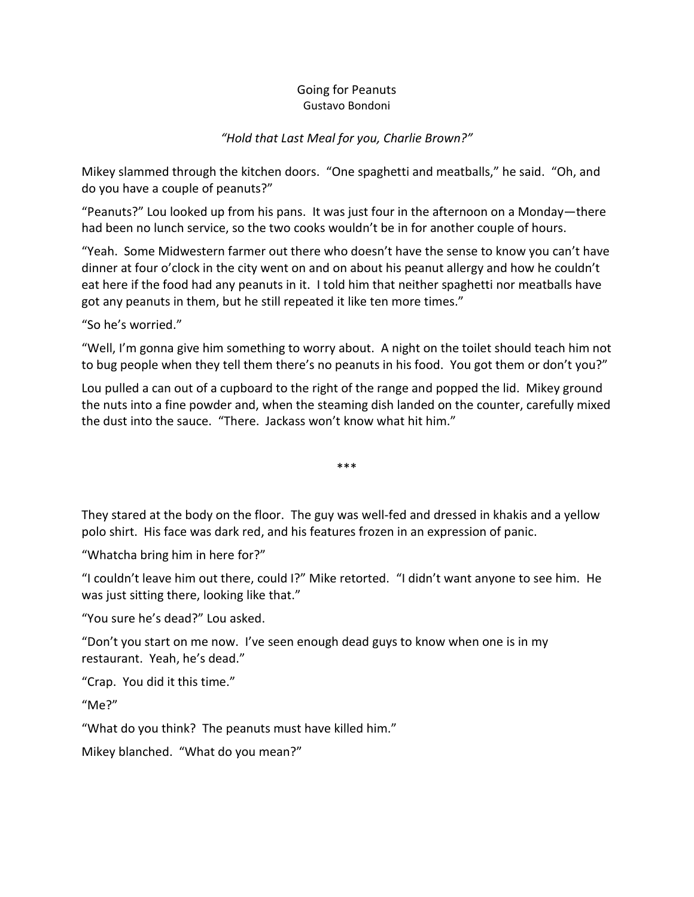# Going for Peanuts

Gustavo Bondoni

*"Hold that Last Meal for you, Charlie Brown?"*

Mikey slammed through the kitchen doors. "One spaghetti and meatballs," he said. "Oh, and do you have a couple of peanuts?"

"Peanuts?" Lou looked up from his pans. It was just four in the afternoon on a Monday—there had been no lunch service, so the two cooks wouldn't be in for another couple of hours.

"Yeah. Some Midwestern farmer out there who doesn't have the sense to know you can't have dinner at four o'clock in the city went on and on about his peanut allergy and how he couldn't eat here if the food had any peanuts in it. I told him that neither spaghetti nor meatballs have got any peanuts in them, but he still repeated it like ten more times."

"So he's worried."

"Well, I'm gonna give him something to worry about. A night on the toilet should teach him not to bug people when they tell them there's no peanuts in his food. You got them or don't you?"

Lou pulled a can out of a cupboard to the right of the range and popped the lid. Mikey ground the nuts into a fine powder and, when the steaming dish landed on the counter, carefully mixed the dust into the sauce. "There. Jackass won't know what hit him."

***

They stared at the body on the floor. The guy was well-fed and dressed in khakis and a yellow polo shirt. His face was dark red, and his features frozen in an expression of panic.

"Whatcha bring him in here for?"

"I couldn't leave him out there, could I?" Mike retorted. "I didn't want anyone to see him. He was just sitting there, looking like that."

"You sure he's dead?" Lou asked.

"Don't you start on me now. I've seen enough dead guys to know when one is in my restaurant. Yeah, he's dead."

"Crap. You did it this time."

"Me?"

"What do you think? The peanuts must have killed him."

Mikey blanched. "What do you mean?"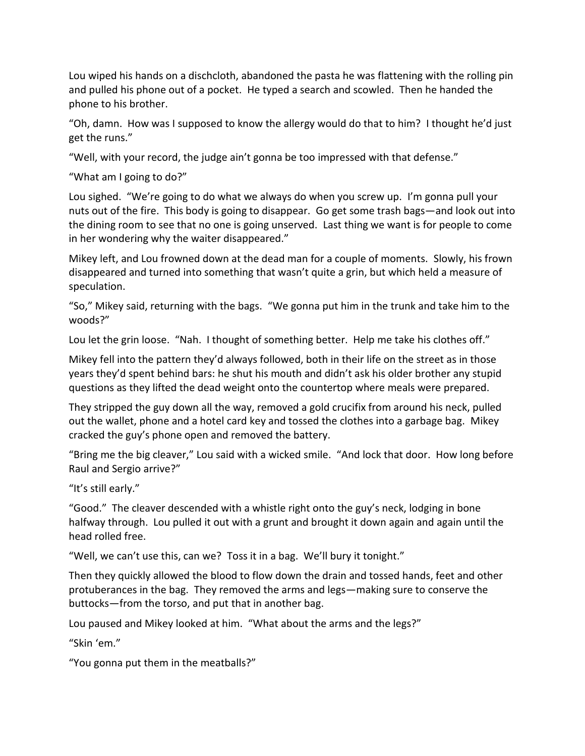Lou wiped his hands on a dischcloth, abandoned the pasta he was flattening with the rolling pin and pulled his phone out of a pocket. He typed a search and scowled. Then he handed the phone to his brother.

“Oh, damn. How was I supposed to know the allergy would do that to him? I thought he’d just get the runs.”

“Well, with your record, the judge ain’t gonna be too impressed with that defense.”

“What am I going to do?”

Lou sighed. “We’re going to do what we always do when you screw up. I’m gonna pull your nuts out of the fire. This body is going to disappear. Go get some trash bags—and look out into the dining room to see that no one is going unserved. Last thing we want is for people to come in her wondering why the waiter disappeared.”

Mikey left, and Lou frowned down at the dead man for a couple of moments. Slowly, his frown disappeared and turned into something that wasn’t quite a grin, but which held a measure of speculation.

“So,” Mikey said, returning with the bags. “We gonna put him in the trunk and take him to the woods?”

Lou let the grin loose. “Nah. I thought of something better. Help me take his clothes off.”

Mikey fell into the pattern they’d always followed, both in their life on the street as in those years they’d spent behind bars: he shut his mouth and didn’t ask his older brother any stupid questions as they lifted the dead weight onto the countertop where meals were prepared.

They stripped the guy down all the way, removed a gold crucifix from around his neck, pulled out the wallet, phone and a hotel card key and tossed the clothes into a garbage bag. Mikey cracked the guy’s phone open and removed the battery.

“Bring me the big cleaver,” Lou said with a wicked smile. “And lock that door. How long before Raul and Sergio arrive?”

“It’s still early.”

“Good.” The cleaver descended with a whistle right onto the guy’s neck, lodging in bone halfway through. Lou pulled it out with a grunt and brought it down again and again until the head rolled free.

“Well, we can’t use this, can we? Toss it in a bag. We’ll bury it tonight.”

Then they quickly allowed the blood to flow down the drain and tossed hands, feet and other protuberances in the bag. They removed the arms and legs—making sure to conserve the buttocks—from the torso, and put that in another bag.

Lou paused and Mikey looked at him. “What about the arms and the legs?”

“Skin ‘em.”

“You gonna put them in the meatballs?”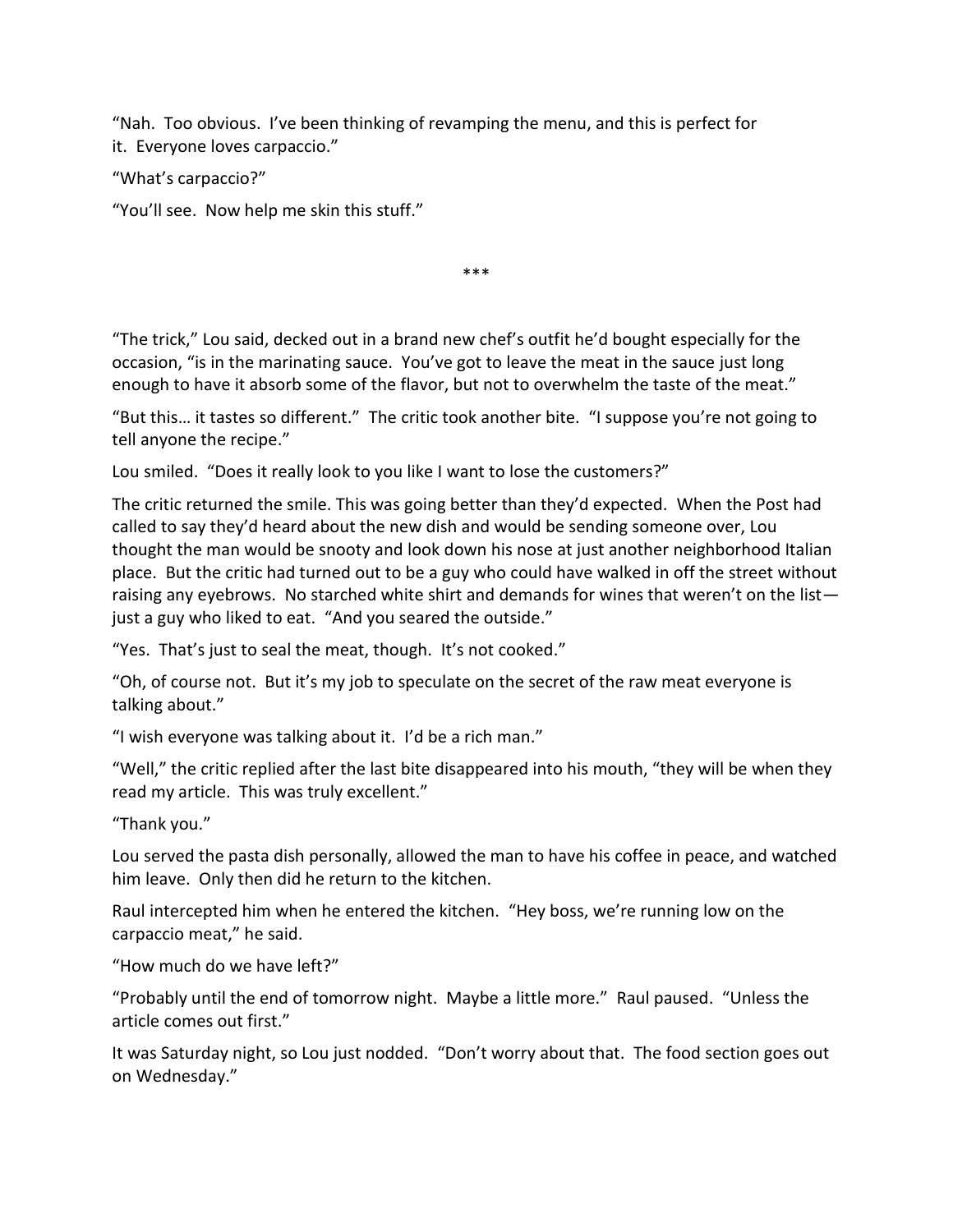“Nah.  Too obvious.  I’ve been thinking of revamping the menu, and this is perfect for it.  Everyone loves carpaccio.”

“What’s carpaccio?”

“You’ll see.  Now help me skin this stuff.”

***

“The trick,” Lou said, decked out in a brand new chef’s outfit he’d bought especially for the occasion, “is in the marinating sauce.  You’ve got to leave the meat in the sauce just long enough to have it absorb some of the flavor, but not to overwhelm the taste of the meat.”

“But this… it tastes so different.”  The critic took another bite.  “I suppose you’re not going to tell anyone the recipe.”

Lou smiled.  “Does it really look to you like I want to lose the customers?”

The critic returned the smile. This was going better than they’d expected.  When the Post had called to say they’d heard about the new dish and would be sending someone over, Lou thought the man would be snooty and look down his nose at just another neighborhood Italian place.  But the critic had turned out to be a guy who could have walked in off the street without raising any eyebrows.  No starched white shirt and demands for wines that weren’t on the list—just a guy who liked to eat.  “And you seared the outside.”

“Yes.  That’s just to seal the meat, though.  It’s not cooked.”

“Oh, of course not.  But it’s my job to speculate on the secret of the raw meat everyone is talking about.”

“I wish everyone was talking about it.  I’d be a rich man.”

“Well,” the critic replied after the last bite disappeared into his mouth, “they will be when they read my article.  This was truly excellent.”

“Thank you.”

Lou served the pasta dish personally, allowed the man to have his coffee in peace, and watched him leave.  Only then did he return to the kitchen.

Raul intercepted him when he entered the kitchen.  “Hey boss, we’re running low on the carpaccio meat,” he said.

“How much do we have left?”

“Probably until the end of tomorrow night.  Maybe a little more.”  Raul paused.  “Unless the article comes out first.”

It was Saturday night, so Lou just nodded.  “Don’t worry about that.  The food section goes out on Wednesday.”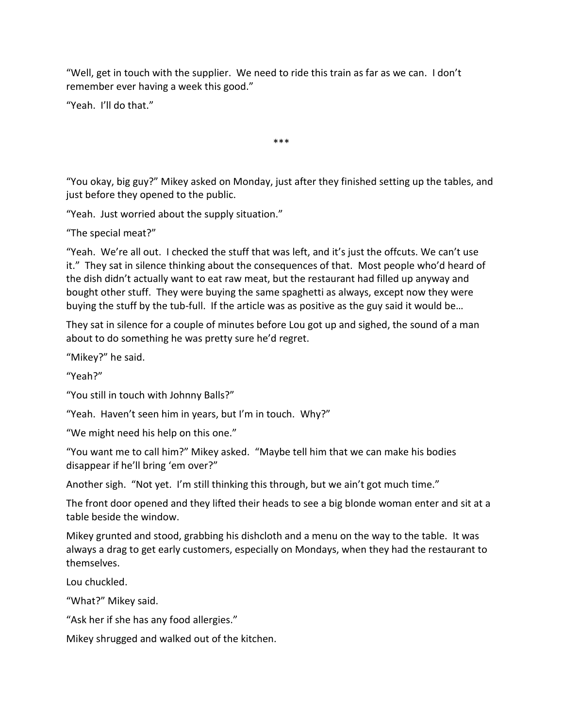"Well, get in touch with the supplier. We need to ride this train as far as we can. I don't remember ever having a week this good."

"Yeah. I'll do that."

***

"You okay, big guy?" Mikey asked on Monday, just after they finished setting up the tables, and just before they opened to the public.

"Yeah. Just worried about the supply situation."

"The special meat?"

"Yeah. We're all out. I checked the stuff that was left, and it's just the offcuts. We can't use it." They sat in silence thinking about the consequences of that. Most people who'd heard of the dish didn't actually want to eat raw meat, but the restaurant had filled up anyway and bought other stuff. They were buying the same spaghetti as always, except now they were buying the stuff by the tub-full. If the article was as positive as the guy said it would be…

They sat in silence for a couple of minutes before Lou got up and sighed, the sound of a man about to do something he was pretty sure he'd regret.

"Mikey?" he said.

"Yeah?"

"You still in touch with Johnny Balls?"

"Yeah. Haven't seen him in years, but I'm in touch. Why?"

"We might need his help on this one."

"You want me to call him?" Mikey asked. "Maybe tell him that we can make his bodies disappear if he'll bring 'em over?"

Another sigh. "Not yet. I'm still thinking this through, but we ain't got much time."

The front door opened and they lifted their heads to see a big blonde woman enter and sit at a table beside the window.

Mikey grunted and stood, grabbing his dishcloth and a menu on the way to the table. It was always a drag to get early customers, especially on Mondays, when they had the restaurant to themselves.

Lou chuckled.

"What?" Mikey said.

"Ask her if she has any food allergies."

Mikey shrugged and walked out of the kitchen.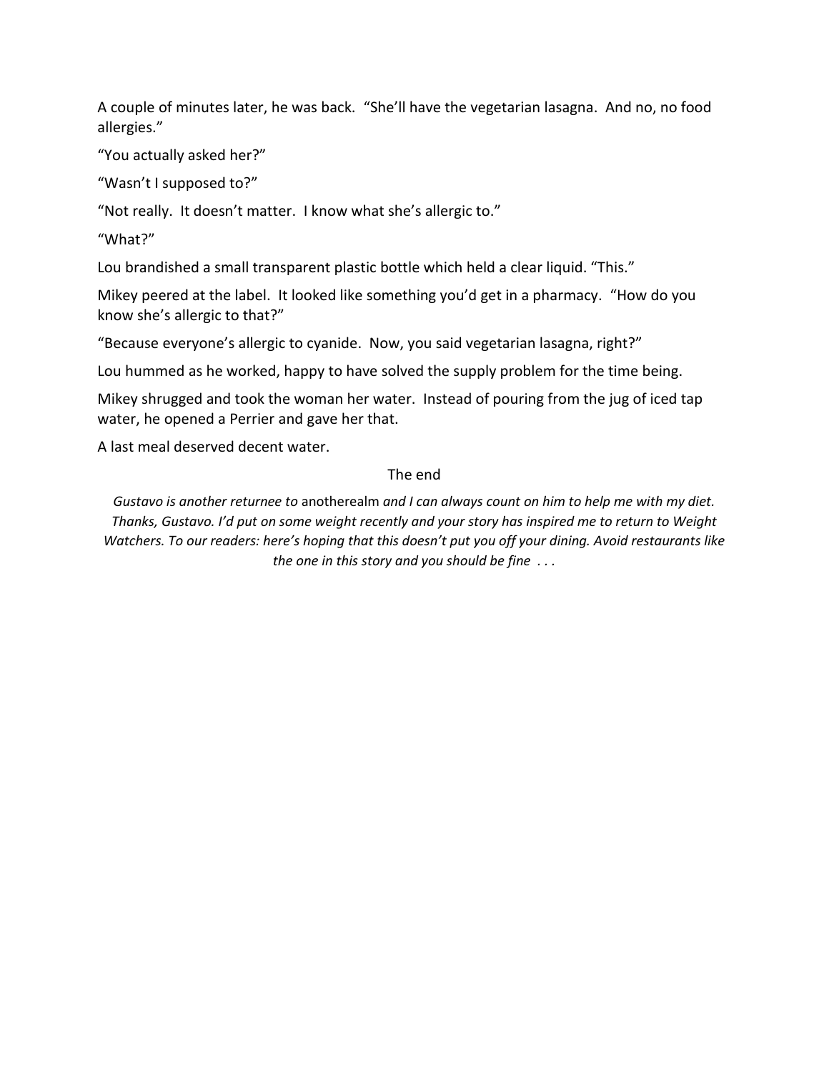A couple of minutes later, he was back.  "She'll have the vegetarian lasagna.  And no, no food allergies."

"You actually asked her?"

"Wasn't I supposed to?"

"Not really.  It doesn't matter.  I know what she's allergic to."

"What?"

Lou brandished a small transparent plastic bottle which held a clear liquid. "This."

Mikey peered at the label.  It looked like something you'd get in a pharmacy.  "How do you know she's allergic to that?"

"Because everyone's allergic to cyanide.  Now, you said vegetarian lasagna, right?"

Lou hummed as he worked, happy to have solved the supply problem for the time being.

Mikey shrugged and took the woman her water.  Instead of pouring from the jug of iced tap water, he opened a Perrier and gave her that.

A last meal deserved decent water.

The end

*Gustavo is another returnee to* anotherealm *and I can always count on him to help me with my diet. Thanks, Gustavo. I'd put on some weight recently and your story has inspired me to return to Weight Watchers. To our readers: here's hoping that this doesn't put you off your dining. Avoid restaurants like the one in this story and you should be fine  . . .*